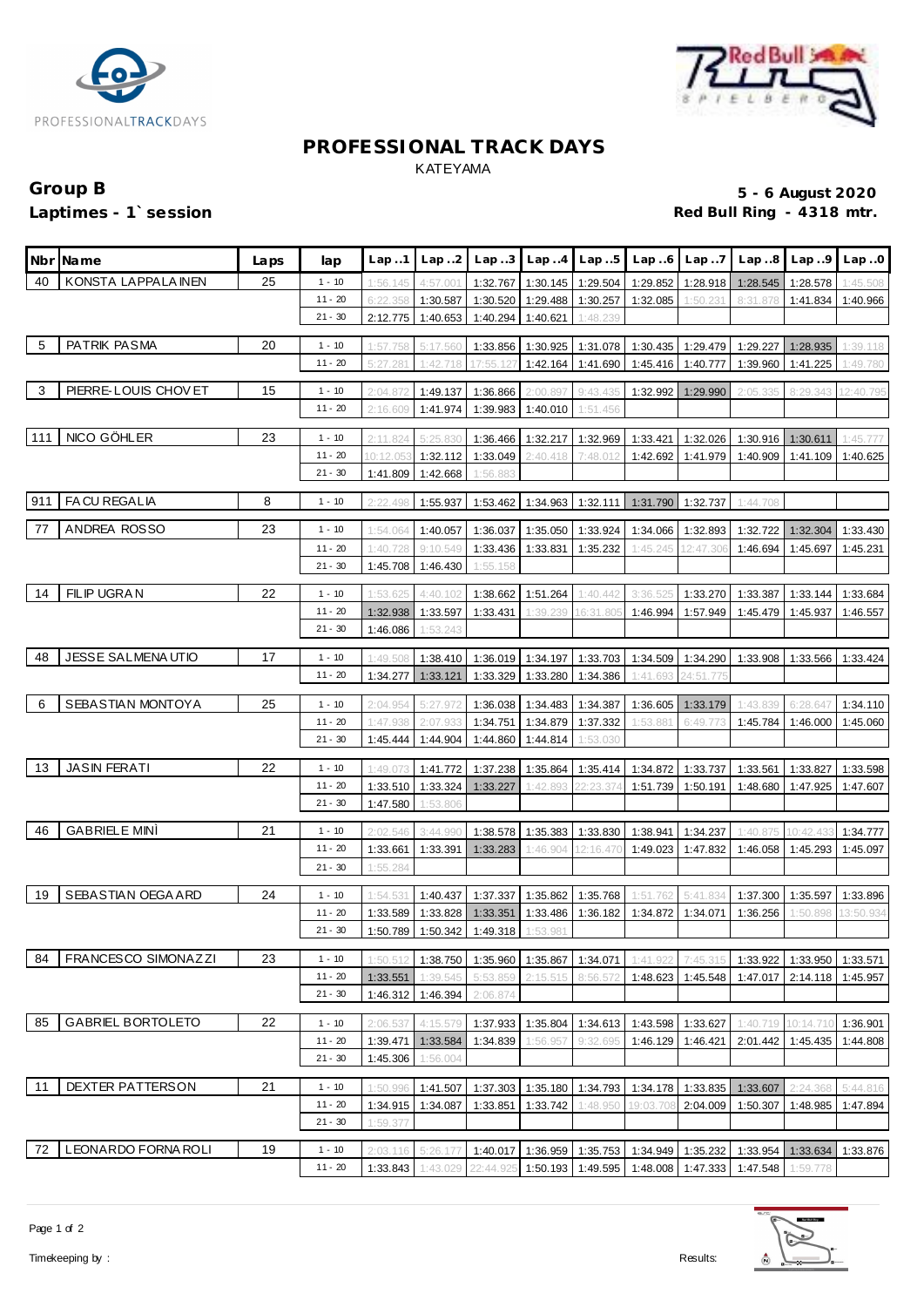# PROFESSIONAL TRACK DAYS

KATEYAMA

**Group B** **5 - 6 August 2020**

**Laptimes - 1` session** **Red Bull Ring - 4318 mtr.**

| Nbr | Name | Laps | lap | Lap ..1 | Lap ..2 | Lap ..3 | Lap ..4 | Lap ..5 | Lap ..6 | Lap ..7 | Lap ..8 | Lap ..9 | Lap ..0 |
|---|---|---|---|---|---|---|---|---|---|---|---|---|---|
| 40 | KONSTA LAPPALAINEN | 25 | 1 - 10 | 1:56.145 | 4:57.001 | 1:32.767 | 1:30.145 | 1:29.504 | 1:29.852 | 1:28.918 | 1:28.545 | 1:28.578 | 1:45.508 |
| | | | 11 - 20 | 6:22.358 | 1:30.587 | 1:30.520 | 1:29.488 | 1:30.257 | 1:32.085 | 1:50.231 | 8:31.878 | 1:41.834 | 1:40.966 |
| | | | 21 - 30 | 2:12.775 | 1:40.653 | 1:40.294 | 1:40.621 | 1:48.239 | | | | | |
| 5 | PATRIK PASMA | 20 | 1 - 10 | 1:57.758 | 5:17.560 | 1:33.856 | 1:30.925 | 1:31.078 | 1:30.435 | 1:29.479 | 1:29.227 | 1:28.935 | 1:39.118 |
| | | | 11 - 20 | 5:27.281 | 1:42.718 | 17:55.127 | 1:42.164 | 1:41.690 | 1:45.416 | 1:40.777 | 1:39.960 | 1:41.225 | 1:49.780 |
| 3 | PIERRE-LOUIS CHOVET | 15 | 1 - 10 | 2:04.872 | 1:49.137 | 1:36.866 | 2:00.897 | 9:43.435 | 1:32.992 | 1:29.990 | 2:05.335 | 8:29.343 | 12:40.795 |
| | | | 11 - 20 | 2:16.609 | 1:41.974 | 1:39.983 | 1:40.010 | 1:51.456 | | | | | |
| 111 | NICO GÖHLER | 23 | 1 - 10 | 2:11.824 | 5:25.830 | 1:36.466 | 1:32.217 | 1:32.969 | 1:33.421 | 1:32.026 | 1:30.916 | 1:30.611 | 1:45.777 |
| | | | 11 - 20 | 10:12.053 | 1:32.112 | 1:33.049 | 2:40.418 | 7:48.012 | 1:42.692 | 1:41.979 | 1:40.909 | 1:41.109 | 1:40.625 |
| | | | 21 - 30 | 1:41.809 | 1:42.668 | 1:56.883 | | | | | | | |
| 911 | FACU REGALIA | 8 | 1 - 10 | 2:22.498 | 1:55.937 | 1:53.462 | 1:34.963 | 1:32.111 | 1:31.790 | 1:32.737 | 1:44.708 | | |
| 77 | ANDREA ROSSO | 23 | 1 - 10 | 1:54.064 | 1:40.057 | 1:36.037 | 1:35.050 | 1:33.924 | 1:34.066 | 1:32.893 | 1:32.722 | 1:32.304 | 1:33.430 |
| | | | 11 - 20 | 1:40.728 | 9:10.549 | 1:33.436 | 1:33.831 | 1:35.232 | 1:45.245 | 12:47.306 | 1:46.694 | 1:45.697 | 1:45.231 |
| | | | 21 - 30 | 1:45.708 | 1:46.430 | 1:55.158 | | | | | | | |
| 14 | FILIP UGRAN | 22 | 1 - 10 | 1:53.625 | 4:40.102 | 1:38.662 | 1:51.264 | 1:40.442 | 3:36.525 | 1:33.270 | 1:33.387 | 1:33.144 | 1:33.684 |
| | | | 11 - 20 | 1:32.938 | 1:33.597 | 1:33.431 | 1:39.239 | 16:31.805 | 1:46.994 | 1:57.949 | 1:45.479 | 1:45.937 | 1:46.557 |
| | | | 21 - 30 | 1:46.086 | 1:53.243 | | | | | | | | |
| 48 | JESSE SALMENAUTIO | 17 | 1 - 10 | 1:49.508 | 1:38.410 | 1:36.019 | 1:34.197 | 1:33.703 | 1:34.509 | 1:34.290 | 1:33.908 | 1:33.566 | 1:33.424 |
| | | | 11 - 20 | 1:34.277 | 1:33.121 | 1:33.329 | 1:33.280 | 1:34.386 | 1:41.693 | 24:51.775 | | | |
| 6 | SEBASTIAN MONTOYA | 25 | 1 - 10 | 2:04.954 | 5:27.972 | 1:36.038 | 1:34.483 | 1:34.387 | 1:36.605 | 1:33.179 | 1:43.839 | 6:28.647 | 1:34.110 |
| | | | 11 - 20 | 1:47.938 | 2:07.933 | 1:34.751 | 1:34.879 | 1:37.332 | 1:53.881 | 6:49.773 | 1:45.784 | 1:46.000 | 1:45.060 |
| | | | 21 - 30 | 1:45.444 | 1:44.904 | 1:44.860 | 1:44.814 | 1:53.030 | | | | | |
| 13 | JASIN FERATI | 22 | 1 - 10 | 1:49.073 | 1:41.772 | 1:37.238 | 1:35.864 | 1:35.414 | 1:34.872 | 1:33.737 | 1:33.561 | 1:33.827 | 1:33.598 |
| | | | 11 - 20 | 1:33.510 | 1:33.324 | 1:33.227 | 1:42.893 | 22:23.374 | 1:51.739 | 1:50.191 | 1:48.680 | 1:47.925 | 1:47.607 |
| | | | 21 - 30 | 1:47.580 | 1:53.806 | | | | | | | | |
| 46 | GABRIELE MINÌ | 21 | 1 - 10 | 2:02.546 | 3:44.990 | 1:38.578 | 1:35.383 | 1:33.830 | 1:38.941 | 1:34.237 | 1:40.875 | 10:42.433 | 1:34.777 |
| | | | 11 - 20 | 1:33.661 | 1:33.391 | 1:33.283 | 1:46.904 | 12:16.470 | 1:49.023 | 1:47.832 | 1:46.058 | 1:45.293 | 1:45.097 |
| | | | 21 - 30 | 1:55.284 | | | | | | | | | |
| 19 | SEBASTIAN OEGAARD | 24 | 1 - 10 | 1:54.531 | 1:40.437 | 1:37.337 | 1:35.862 | 1:35.768 | 1:51.762 | 5:41.834 | 1:37.300 | 1:35.597 | 1:33.896 |
| | | | 11 - 20 | 1:33.589 | 1:33.828 | 1:33.351 | 1:33.486 | 1:36.182 | 1:34.872 | 1:34.071 | 1:36.256 | 1:50.898 | 13:50.934 |
| | | | 21 - 30 | 1:50.789 | 1:50.342 | 1:49.318 | 1:53.981 | | | | | | |
| 84 | FRANCESCO SIMONAZZI | 23 | 1 - 10 | 1:50.512 | 1:38.750 | 1:35.960 | 1:35.867 | 1:34.071 | 1:41.922 | 7:45.315 | 1:33.922 | 1:33.950 | 1:33.571 |
| | | | 11 - 20 | 1:33.551 | 1:39.545 | 5:53.859 | 2:15.515 | 8:56.572 | 1:48.623 | 1:45.548 | 1:47.017 | 2:14.118 | 1:45.957 |
| | | | 21 - 30 | 1:46.312 | 1:46.394 | 2:06.874 | | | | | | | |
| 85 | GABRIEL BORTOLETO | 22 | 1 - 10 | 2:06.537 | 4:15.579 | 1:37.933 | 1:35.804 | 1:34.613 | 1:43.598 | 1:33.627 | 1:40.719 | 10:14.710 | 1:36.901 |
| | | | 11 - 20 | 1:39.471 | 1:33.584 | 1:34.839 | 1:56.957 | 9:32.695 | 1:46.129 | 1:46.421 | 2:01.442 | 1:45.435 | 1:44.808 |
| | | | 21 - 30 | 1:45.306 | 1:56.004 | | | | | | | | |
| 11 | DEXTER PATTERSON | 21 | 1 - 10 | 1:50.996 | 1:41.507 | 1:37.303 | 1:35.180 | 1:34.793 | 1:34.178 | 1:33.835 | 1:33.607 | 2:24.368 | 5:44.816 |
| | | | 11 - 20 | 1:34.915 | 1:34.087 | 1:33.851 | 1:33.742 | 1:48.950 | 19:03.708 | 2:04.009 | 1:50.307 | 1:48.985 | 1:47.894 |
| | | | 21 - 30 | 1:59.377 | | | | | | | | | |
| 72 | LEONARDO FORNAROLI | 19 | 1 - 10 | 2:03.116 | 5:26.177 | 1:40.017 | 1:36.959 | 1:35.753 | 1:34.949 | 1:35.232 | 1:33.954 | 1:33.634 | 1:33.876 |
| | | | 11 - 20 | 1:33.843 | 1:43.029 | 22:44.925 | 1:50.193 | 1:49.595 | 1:48.008 | 1:47.333 | 1:47.548 | 1:59.778 | |

Timekeeping by : Results: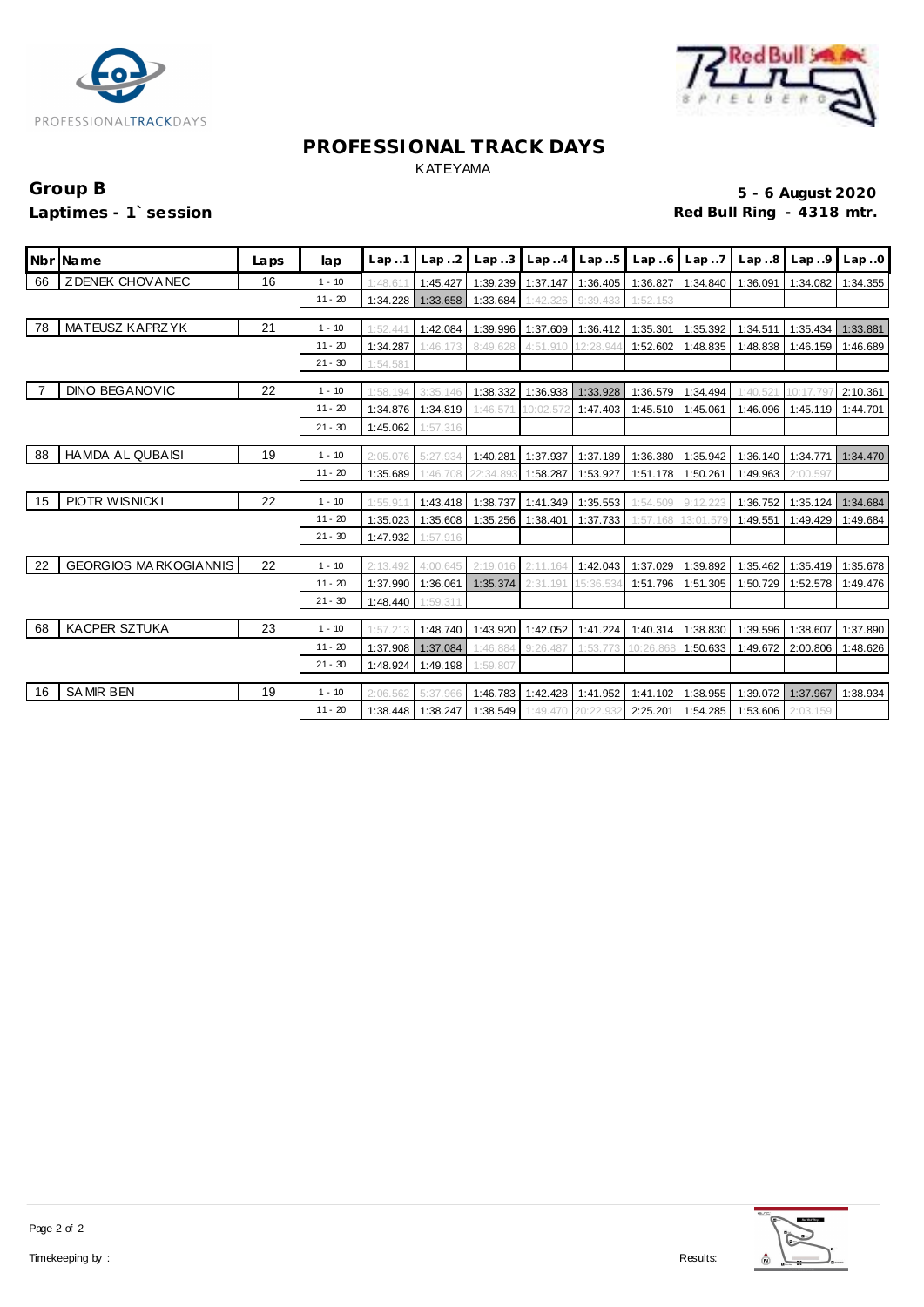# PROFESSIONAL TRACK DAYS

KATEYAMA

**Group B**

**Laptimes - 1` session**

**5 - 6 August 2020**

**Red Bull Ring - 4318 mtr.**

| Nbr | Name | Laps | lap | Lap..1 | Lap..2 | Lap..3 | Lap..4 | Lap..5 | Lap..6 | Lap..7 | Lap..8 | Lap..9 | Lap..0 |
|---|---|---|---|---|---|---|---|---|---|---|---|---|---|
| 66 | ZDENEK CHOVANEC | 16 | 1 - 10 | 1:48.611 | 1:45.427 | 1:39.239 | 1:37.147 | 1:36.405 | 1:36.827 | 1:34.840 | 1:36.091 | 1:34.082 | 1:34.355 |
| | | | 11 - 20 | 1:34.228 | 1:33.658 | 1:33.684 | 1:42.326 | 9:39.433 | 1:52.153 | | | | |
| 78 | MATEUSZ KAPRZYK | 21 | 1 - 10 | 1:52.441 | 1:42.084 | 1:39.996 | 1:37.609 | 1:36.412 | 1:35.301 | 1:35.392 | 1:34.511 | 1:35.434 | 1:33.881 |
| | | | 11 - 20 | 1:34.287 | 1:46.173 | 8:49.628 | 4:51.910 | 12:28.944 | 1:52.602 | 1:48.835 | 1:48.838 | 1:46.159 | 1:46.689 |
| | | | 21 - 30 | 1:54.581 | | | | | | | | | |
| 7 | DINO BEGANOVIC | 22 | 1 - 10 | 1:58.194 | 3:35.146 | 1:38.332 | 1:36.938 | 1:33.928 | 1:36.579 | 1:34.494 | 1:40.521 | 10:17.797 | 2:10.361 |
| | | | 11 - 20 | 1:34.876 | 1:34.819 | 1:46.571 | 10:02.572 | 1:47.403 | 1:45.510 | 1:45.061 | 1:46.096 | 1:45.119 | 1:44.701 |
| | | | 21 - 30 | 1:45.062 | 1:57.316 | | | | | | | | |
| 88 | HAMDA AL QUBAISI | 19 | 1 - 10 | 2:05.076 | 5:27.934 | 1:40.281 | 1:37.937 | 1:37.189 | 1:36.380 | 1:35.942 | 1:36.140 | 1:34.771 | 1:34.470 |
| | | | 11 - 20 | 1:35.689 | 1:46.708 | 22:34.893 | 1:58.287 | 1:53.927 | 1:51.178 | 1:50.261 | 1:49.963 | 2:00.597 | |
| 15 | PIOTR WISNICKI | 22 | 1 - 10 | 1:55.911 | 1:43.418 | 1:38.737 | 1:41.349 | 1:35.553 | 1:54.509 | 9:12.223 | 1:36.752 | 1:35.124 | 1:34.684 |
| | | | 11 - 20 | 1:35.023 | 1:35.608 | 1:35.256 | 1:38.401 | 1:37.733 | 1:57.168 | 13:01.579 | 1:49.551 | 1:49.429 | 1:49.684 |
| | | | 21 - 30 | 1:47.932 | 1:57.916 | | | | | | | | |
| 22 | GEORGIOS MARKOGIANNIS | 22 | 1 - 10 | 2:13.492 | 4:00.645 | 2:19.016 | 2:11.164 | 1:42.043 | 1:37.029 | 1:39.892 | 1:35.462 | 1:35.419 | 1:35.678 |
| | | | 11 - 20 | 1:37.990 | 1:36.061 | 1:35.374 | 2:31.191 | 15:36.534 | 1:51.796 | 1:51.305 | 1:50.729 | 1:52.578 | 1:49.476 |
| | | | 21 - 30 | 1:48.440 | 1:59.311 | | | | | | | | |
| 68 | KACPER SZTUKA | 23 | 1 - 10 | 1:57.213 | 1:48.740 | 1:43.920 | 1:42.052 | 1:41.224 | 1:40.314 | 1:38.830 | 1:39.596 | 1:38.607 | 1:37.890 |
| | | | 11 - 20 | 1:37.908 | 1:37.084 | 1:46.884 | 9:26.487 | 1:53.773 | 10:26.868 | 1:50.633 | 1:49.672 | 2:00.806 | 1:48.626 |
| | | | 21 - 30 | 1:48.924 | 1:49.198 | 1:59.807 | | | | | | | |
| 16 | SAMIR BEN | 19 | 1 - 10 | 2:06.562 | 5:37.966 | 1:46.783 | 1:42.428 | 1:41.952 | 1:41.102 | 1:38.955 | 1:39.072 | 1:37.967 | 1:38.934 |
| | | | 11 - 20 | 1:38.448 | 1:38.247 | 1:38.549 | 1:49.470 | 20:22.932 | 2:25.201 | 1:54.285 | 1:53.606 | 2:03.159 | |

Timekeeping by :

Results: